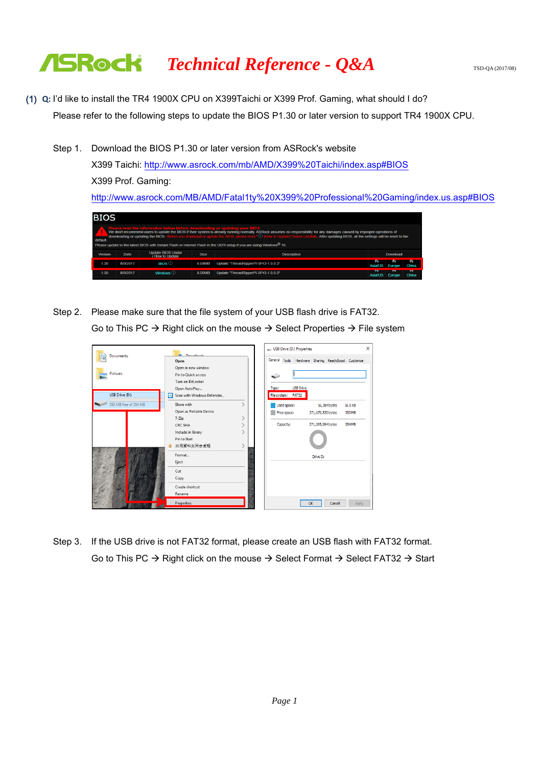# Technical Reference - Q&A

TSD-QA (2017/08)

**(1) Q:** I'd like to install the TR4 1900X CPU on X399Taichi or X399 Prof. Gaming, what should I do?

Please refer to the following steps to update the BIOS P1.30 or later version to support TR4 1900X CPU.

Step 1. Download the BIOS P1.30 or later version from ASRock's website

X399 Taichi: http://www.asrock.com/mb/AMD/X399%20Taichi/index.asp#BIOS

X399 Prof. Gaming:

http://www.asrock.com/MB/AMD/Fatal1ty%20X399%20Professional%20Gaming/index.us.asp#BIOS

Step 2. Please make sure that the file system of your USB flash drive is FAT32.

Go to This PC → Right click on the mouse → Select Properties → File system

Step 3. If the USB drive is not FAT32 format, please create an USB flash with FAT32 format.

Go to This PC → Right click on the mouse → Select Format → Select FAT32 → Start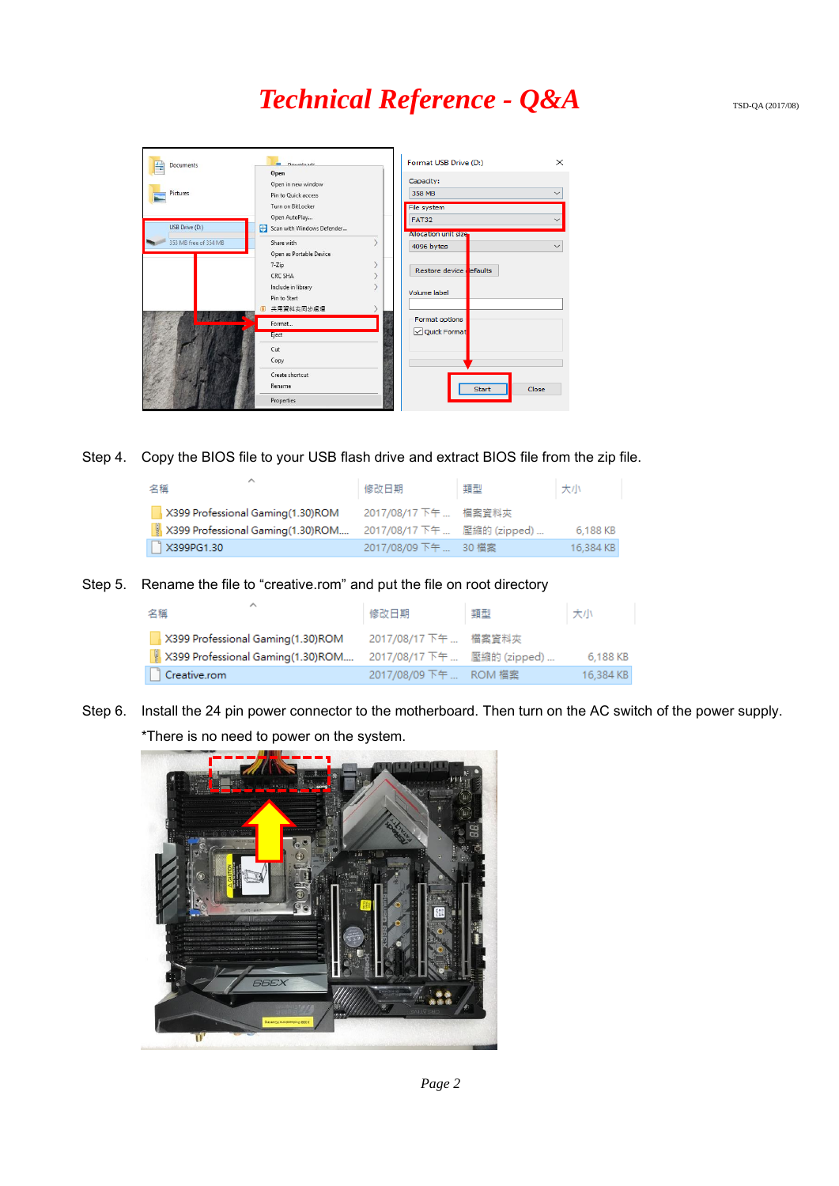Step 4. Copy the BIOS file to your USB flash drive and extract BIOS file from the zip file.

| 名稱 | 修改日期 | 類型 | 大小 |
| --- | --- | --- | --- |
| X399 Professional Gaming(1.30)ROM | 2017/08/17 下午 ... | 檔案資料夾 | |
| X399 Professional Gaming(1.30)ROM.... | 2017/08/17 下午 ... | 壓縮的 (zipped) ... | 6,188 KB |
| X399PG1.30 | 2017/08/09 下午 ... | 30 檔案 | 16,384 KB |

Step 5. Rename the file to "creative.rom" and put the file on root directory

| 名稱 | 修改日期 | 類型 | 大小 |
| --- | --- | --- | --- |
| X399 Professional Gaming(1.30)ROM | 2017/08/17 下午 ... | 檔案資料夾 | |
| X399 Professional Gaming(1.30)ROM.... | 2017/08/17 下午 ... | 壓縮的 (zipped) ... | 6,188 KB |
| Creative.rom | 2017/08/09 下午 ... | ROM 檔案 | 16,384 KB |

Step 6. Install the 24 pin power connector to the motherboard. Then turn on the AC switch of the power supply.

*There is no need to power on the system.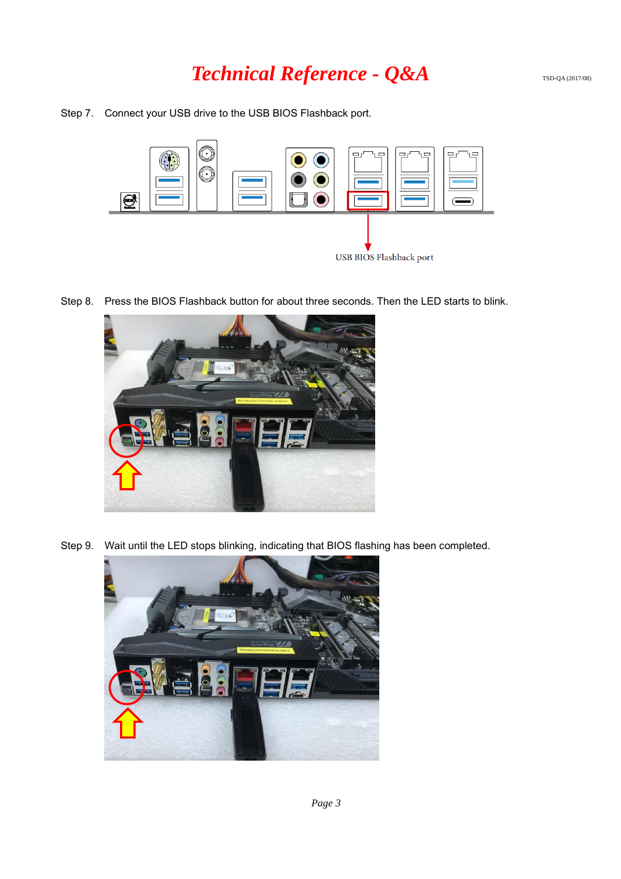Step 7. Connect your USB drive to the USB BIOS Flashback port.

USB BIOS Flashback port

Step 8. Press the BIOS Flashback button for about three seconds. Then the LED starts to blink.

Step 9. Wait until the LED stops blinking, indicating that BIOS flashing has been completed.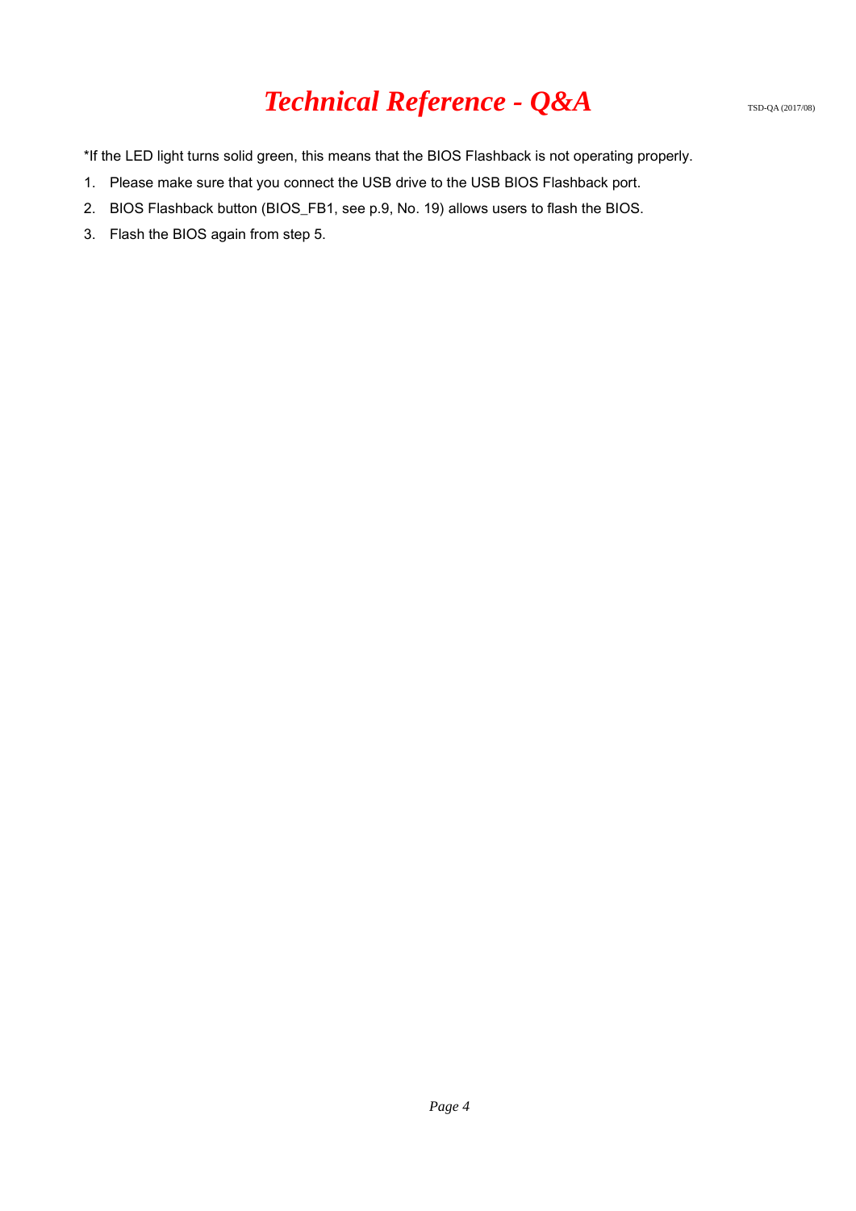*If the LED light turns solid green, this means that the BIOS Flashback is not operating properly.

1. Please make sure that you connect the USB drive to the USB BIOS Flashback port.
2. BIOS Flashback button (BIOS_FB1, see p.9, No. 19) allows users to flash the BIOS.
3. Flash the BIOS again from step 5.